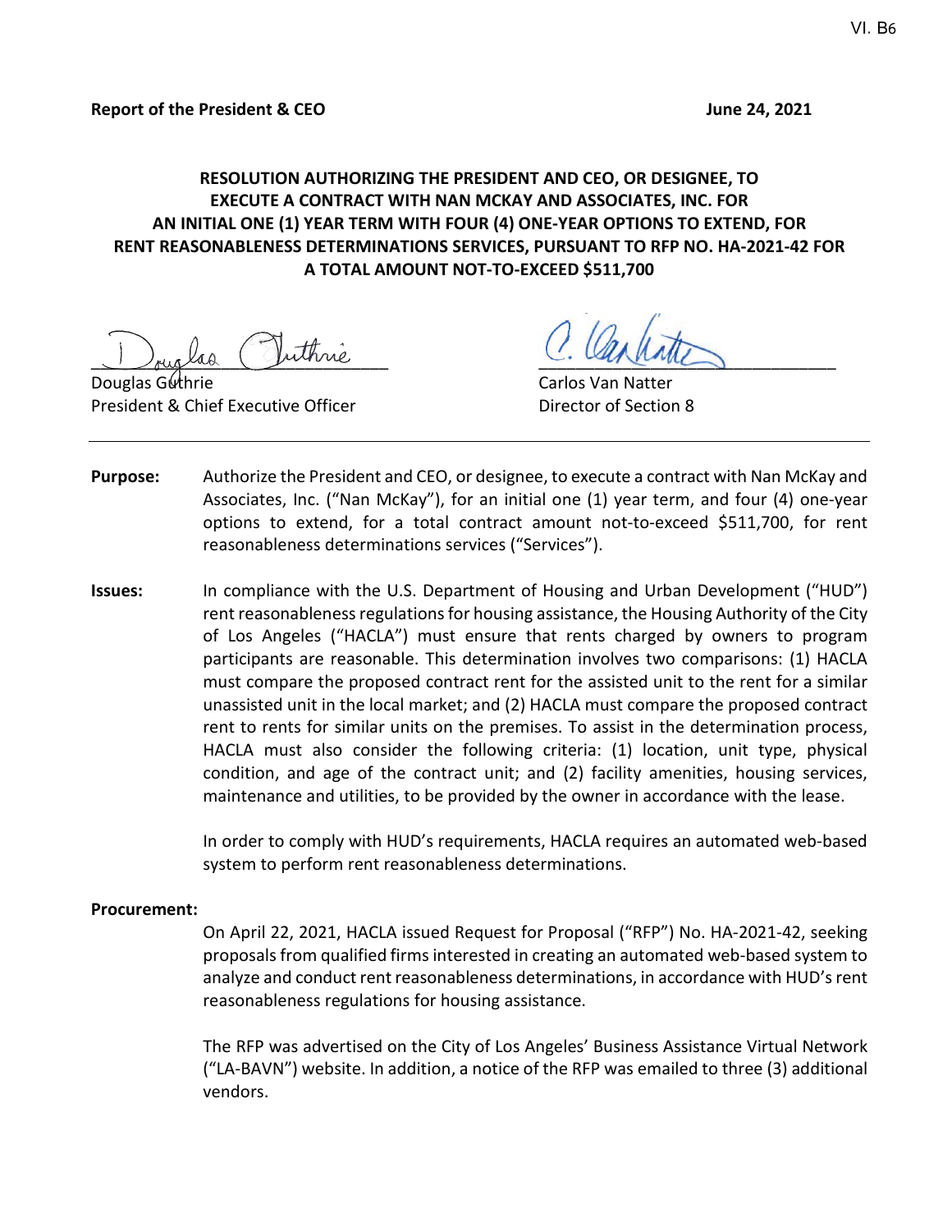VI. B6

**Report of the President & CEO** **June 24, 2021**

**RESOLUTION AUTHORIZING THE PRESIDENT AND CEO, OR DESIGNEE, TO EXECUTE A CONTRACT WITH NAN MCKAY AND ASSOCIATES, INC. FOR AN INITIAL ONE (1) YEAR TERM WITH FOUR (4) ONE-YEAR OPTIONS TO EXTEND, FOR RENT REASONABLENESS DETERMINATIONS SERVICES, PURSUANT TO RFP NO. HA-2021-42 FOR A TOTAL AMOUNT NOT-TO-EXCEED $511,700**

Douglas Guthrie
President & Chief Executive Officer

Carlos Van Natter
Director of Section 8

---

**Purpose:** Authorize the President and CEO, or designee, to execute a contract with Nan McKay and Associates, Inc. ("Nan McKay"), for an initial one (1) year term, and four (4) one-year options to extend, for a total contract amount not-to-exceed $511,700, for rent reasonableness determinations services ("Services").

**Issues:** In compliance with the U.S. Department of Housing and Urban Development ("HUD") rent reasonableness regulations for housing assistance, the Housing Authority of the City of Los Angeles ("HACLA") must ensure that rents charged by owners to program participants are reasonable. This determination involves two comparisons: (1) HACLA must compare the proposed contract rent for the assisted unit to the rent for a similar unassisted unit in the local market; and (2) HACLA must compare the proposed contract rent to rents for similar units on the premises. To assist in the determination process, HACLA must also consider the following criteria: (1) location, unit type, physical condition, and age of the contract unit; and (2) facility amenities, housing services, maintenance and utilities, to be provided by the owner in accordance with the lease.

In order to comply with HUD's requirements, HACLA requires an automated web-based system to perform rent reasonableness determinations.

**Procurement:**

On April 22, 2021, HACLA issued Request for Proposal ("RFP") No. HA-2021-42, seeking proposals from qualified firms interested in creating an automated web-based system to analyze and conduct rent reasonableness determinations, in accordance with HUD's rent reasonableness regulations for housing assistance.

The RFP was advertised on the City of Los Angeles' Business Assistance Virtual Network ("LA-BAVN") website. In addition, a notice of the RFP was emailed to three (3) additional vendors.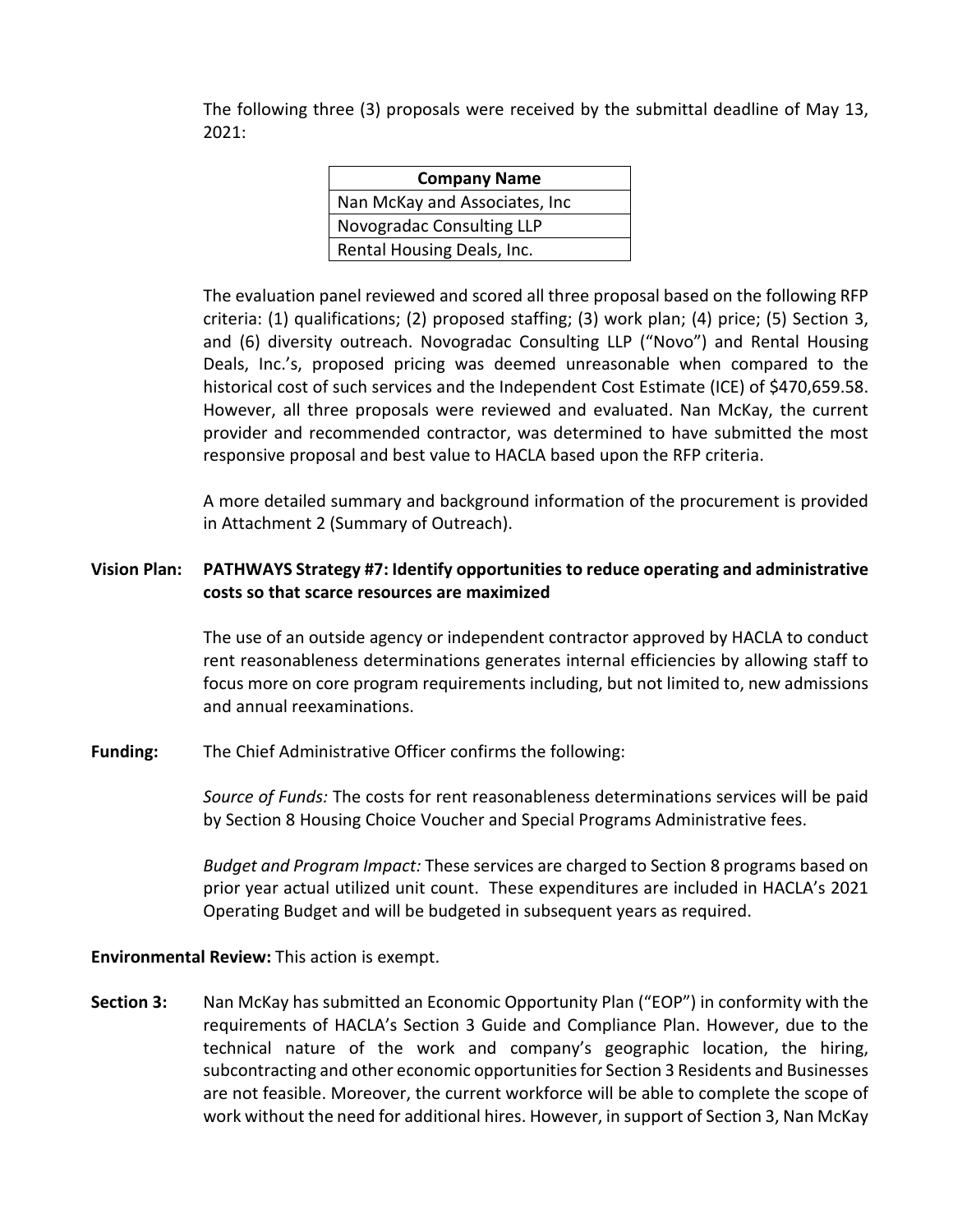The following three (3) proposals were received by the submittal deadline of May 13, 2021:

| Company Name |
|---|
| Nan McKay and Associates, Inc |
| Novogradac Consulting LLP |
| Rental Housing Deals, Inc. |

The evaluation panel reviewed and scored all three proposal based on the following RFP criteria: (1) qualifications; (2) proposed staffing; (3) work plan; (4) price; (5) Section 3, and (6) diversity outreach. Novogradac Consulting LLP ("Novo") and Rental Housing Deals, Inc.'s, proposed pricing was deemed unreasonable when compared to the historical cost of such services and the Independent Cost Estimate (ICE) of $470,659.58. However, all three proposals were reviewed and evaluated. Nan McKay, the current provider and recommended contractor, was determined to have submitted the most responsive proposal and best value to HACLA based upon the RFP criteria.

A more detailed summary and background information of the procurement is provided in Attachment 2 (Summary of Outreach).

**Vision Plan: PATHWAYS Strategy #7: Identify opportunities to reduce operating and administrative costs so that scarce resources are maximized**

The use of an outside agency or independent contractor approved by HACLA to conduct rent reasonableness determinations generates internal efficiencies by allowing staff to focus more on core program requirements including, but not limited to, new admissions and annual reexaminations.

**Funding:** The Chief Administrative Officer confirms the following:

*Source of Funds:* The costs for rent reasonableness determinations services will be paid by Section 8 Housing Choice Voucher and Special Programs Administrative fees.

*Budget and Program Impact:* These services are charged to Section 8 programs based on prior year actual utilized unit count. These expenditures are included in HACLA's 2021 Operating Budget and will be budgeted in subsequent years as required.

**Environmental Review:** This action is exempt.

**Section 3:** Nan McKay has submitted an Economic Opportunity Plan ("EOP") in conformity with the requirements of HACLA's Section 3 Guide and Compliance Plan. However, due to the technical nature of the work and company's geographic location, the hiring, subcontracting and other economic opportunities for Section 3 Residents and Businesses are not feasible. Moreover, the current workforce will be able to complete the scope of work without the need for additional hires. However, in support of Section 3, Nan McKay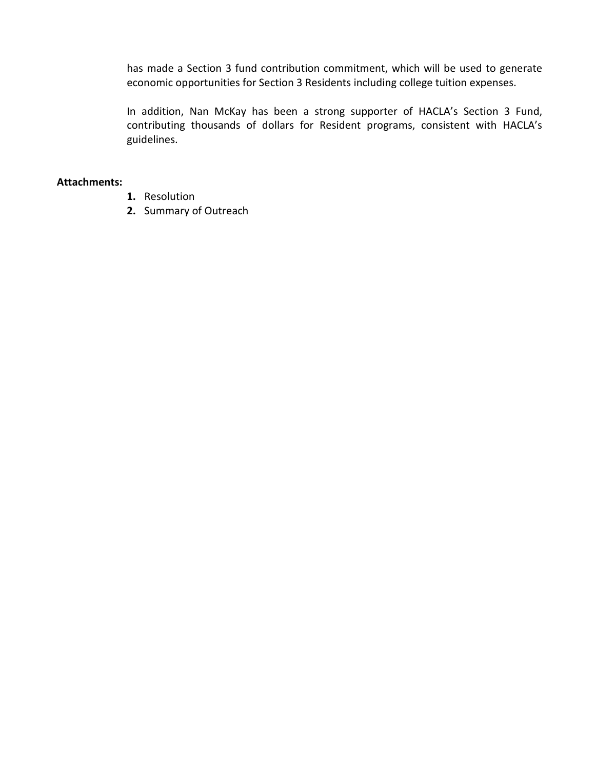has made a Section 3 fund contribution commitment, which will be used to generate economic opportunities for Section 3 Residents including college tuition expenses.

In addition, Nan McKay has been a strong supporter of HACLA's Section 3 Fund, contributing thousands of dollars for Resident programs, consistent with HACLA's guidelines.

**Attachments:**

1. Resolution
2. Summary of Outreach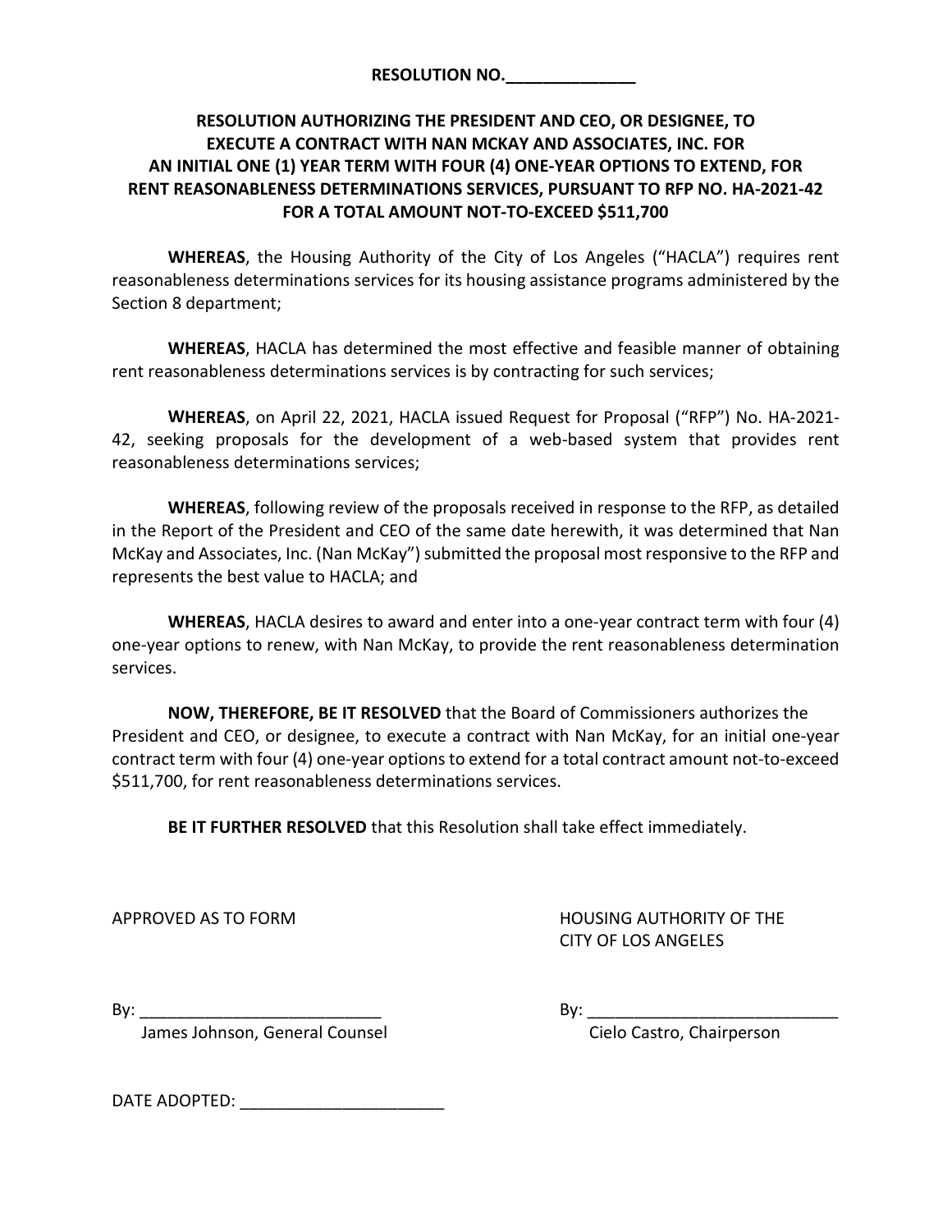**RESOLUTION NO.______________**

**RESOLUTION AUTHORIZING THE PRESIDENT AND CEO, OR DESIGNEE, TO EXECUTE A CONTRACT WITH NAN MCKAY AND ASSOCIATES, INC. FOR AN INITIAL ONE (1) YEAR TERM WITH FOUR (4) ONE-YEAR OPTIONS TO EXTEND, FOR RENT REASONABLENESS DETERMINATIONS SERVICES, PURSUANT TO RFP NO. HA-2021-42 FOR A TOTAL AMOUNT NOT-TO-EXCEED $511,700**

**WHEREAS**, the Housing Authority of the City of Los Angeles ("HACLA") requires rent reasonableness determinations services for its housing assistance programs administered by the Section 8 department;

**WHEREAS**, HACLA has determined the most effective and feasible manner of obtaining rent reasonableness determinations services is by contracting for such services;

**WHEREAS**, on April 22, 2021, HACLA issued Request for Proposal ("RFP") No. HA-2021-42, seeking proposals for the development of a web-based system that provides rent reasonableness determinations services;

**WHEREAS**, following review of the proposals received in response to the RFP, as detailed in the Report of the President and CEO of the same date herewith, it was determined that Nan McKay and Associates, Inc. (Nan McKay") submitted the proposal most responsive to the RFP and represents the best value to HACLA; and

**WHEREAS**, HACLA desires to award and enter into a one-year contract term with four (4) one-year options to renew, with Nan McKay, to provide the rent reasonableness determination services.

**NOW, THEREFORE, BE IT RESOLVED** that the Board of Commissioners authorizes the President and CEO, or designee, to execute a contract with Nan McKay, for an initial one-year contract term with four (4) one-year options to extend for a total contract amount not-to-exceed $511,700, for rent reasonableness determinations services.

**BE IT FURTHER RESOLVED** that this Resolution shall take effect immediately.

APPROVED AS TO FORM

By: ___________________________
James Johnson, General Counsel

HOUSING AUTHORITY OF THE CITY OF LOS ANGELES

By: ___________________________
Cielo Castro, Chairperson

DATE ADOPTED: ______________________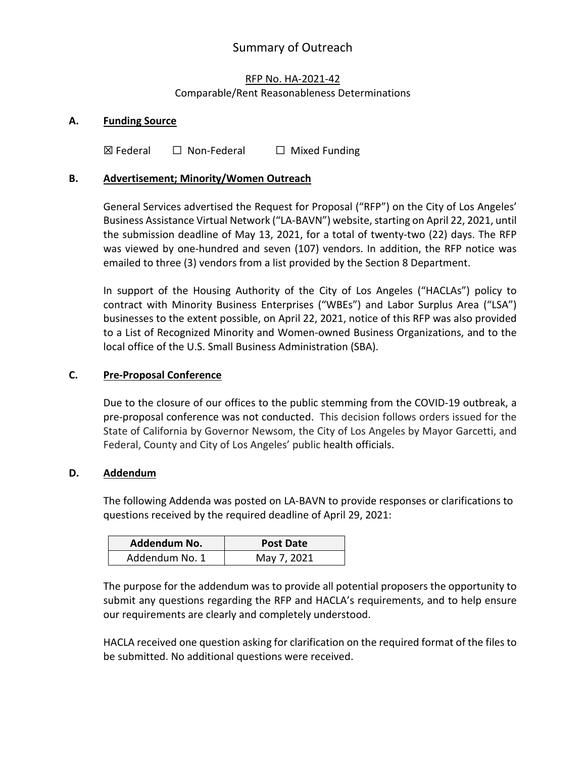# Summary of Outreach

RFP No. HA-2021-42

Comparable/Rent Reasonableness Determinations

## A. Funding Source

☒ Federal ☐ Non-Federal ☐ Mixed Funding

## B. Advertisement; Minority/Women Outreach

General Services advertised the Request for Proposal ("RFP") on the City of Los Angeles' Business Assistance Virtual Network ("LA-BAVN") website, starting on April 22, 2021, until the submission deadline of May 13, 2021, for a total of twenty-two (22) days. The RFP was viewed by one-hundred and seven (107) vendors. In addition, the RFP notice was emailed to three (3) vendors from a list provided by the Section 8 Department.

In support of the Housing Authority of the City of Los Angeles ("HACLAs") policy to contract with Minority Business Enterprises ("WBEs") and Labor Surplus Area ("LSA") businesses to the extent possible, on April 22, 2021, notice of this RFP was also provided to a List of Recognized Minority and Women-owned Business Organizations, and to the local office of the U.S. Small Business Administration (SBA).

## C. Pre-Proposal Conference

Due to the closure of our offices to the public stemming from the COVID-19 outbreak, a pre-proposal conference was not conducted. This decision follows orders issued for the State of California by Governor Newsom, the City of Los Angeles by Mayor Garcetti, and Federal, County and City of Los Angeles' public health officials.

## D. Addendum

The following Addenda was posted on LA-BAVN to provide responses or clarifications to questions received by the required deadline of April 29, 2021:

| Addendum No. | Post Date |
|---|---|
| Addendum No. 1 | May 7, 2021 |

The purpose for the addendum was to provide all potential proposers the opportunity to submit any questions regarding the RFP and HACLA's requirements, and to help ensure our requirements are clearly and completely understood.

HACLA received one question asking for clarification on the required format of the files to be submitted. No additional questions were received.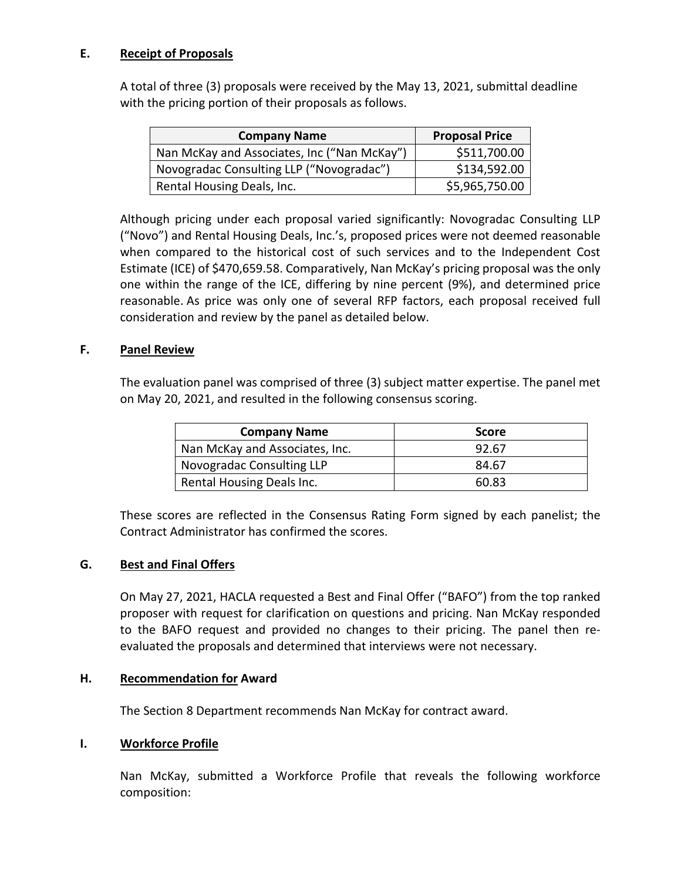## E. Receipt of Proposals

A total of three (3) proposals were received by the May 13, 2021, submittal deadline with the pricing portion of their proposals as follows.

| Company Name | Proposal Price |
|---|---:|
| Nan McKay and Associates, Inc ("Nan McKay") | $511,700.00 |
| Novogradac Consulting LLP ("Novogradac") | $134,592.00 |
| Rental Housing Deals, Inc. | $5,965,750.00 |

Although pricing under each proposal varied significantly: Novogradac Consulting LLP ("Novo") and Rental Housing Deals, Inc.'s, proposed prices were not deemed reasonable when compared to the historical cost of such services and to the Independent Cost Estimate (ICE) of $470,659.58. Comparatively, Nan McKay's pricing proposal was the only one within the range of the ICE, differing by nine percent (9%), and determined price reasonable. As price was only one of several RFP factors, each proposal received full consideration and review by the panel as detailed below.

## F. Panel Review

The evaluation panel was comprised of three (3) subject matter expertise. The panel met on May 20, 2021, and resulted in the following consensus scoring.

| Company Name | Score |
|---|---|
| Nan McKay and Associates, Inc. | 92.67 |
| Novogradac Consulting LLP | 84.67 |
| Rental Housing Deals Inc. | 60.83 |

These scores are reflected in the Consensus Rating Form signed by each panelist; the Contract Administrator has confirmed the scores.

## G. Best and Final Offers

On May 27, 2021, HACLA requested a Best and Final Offer ("BAFO") from the top ranked proposer with request for clarification on questions and pricing. Nan McKay responded to the BAFO request and provided no changes to their pricing. The panel then re-evaluated the proposals and determined that interviews were not necessary.

## H. Recommendation for Award

The Section 8 Department recommends Nan McKay for contract award.

## I. Workforce Profile

Nan McKay, submitted a Workforce Profile that reveals the following workforce composition: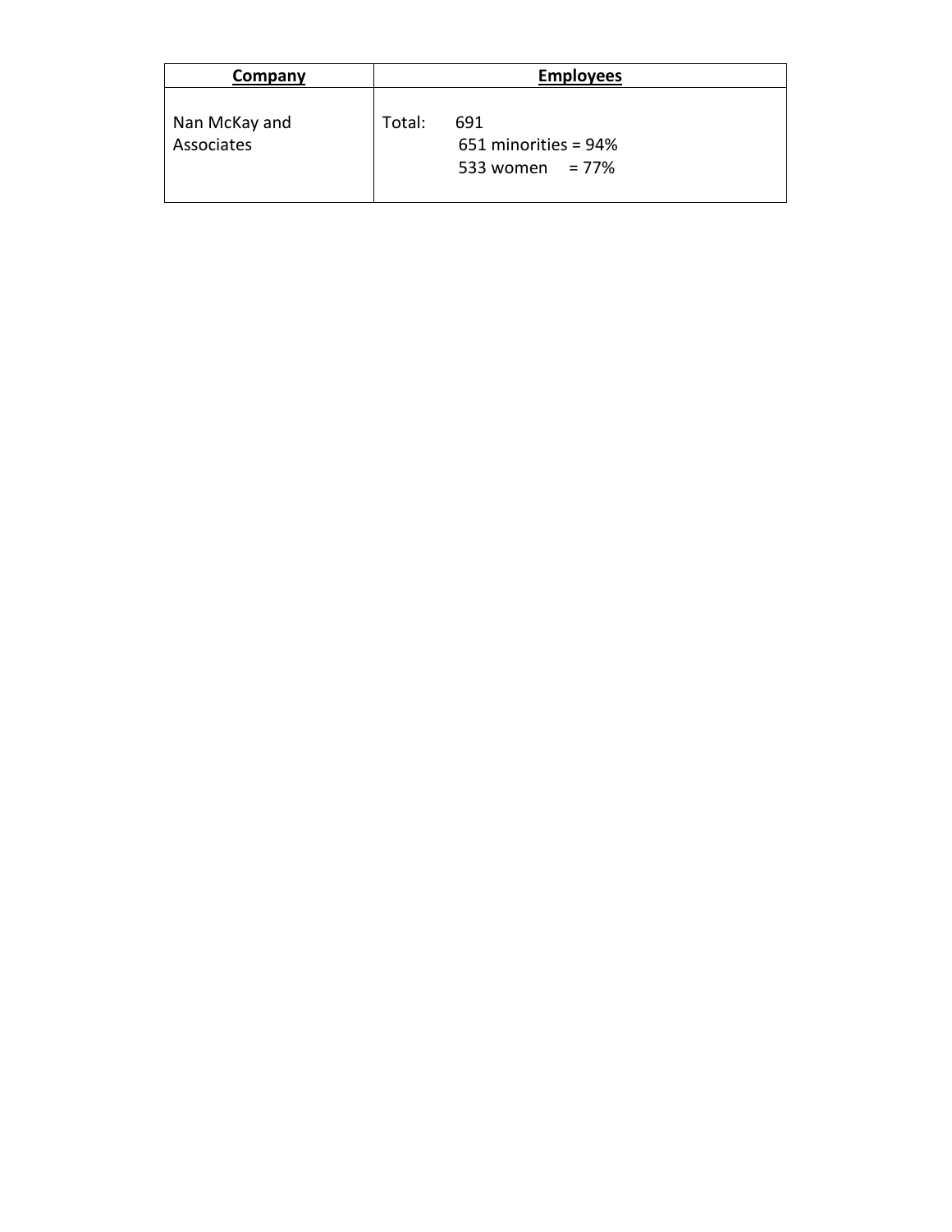| **Company** | **Employees** |
|---|---|
| Nan McKay and Associates | Total: 691<br>651 minorities = 94%<br>533 women = 77% |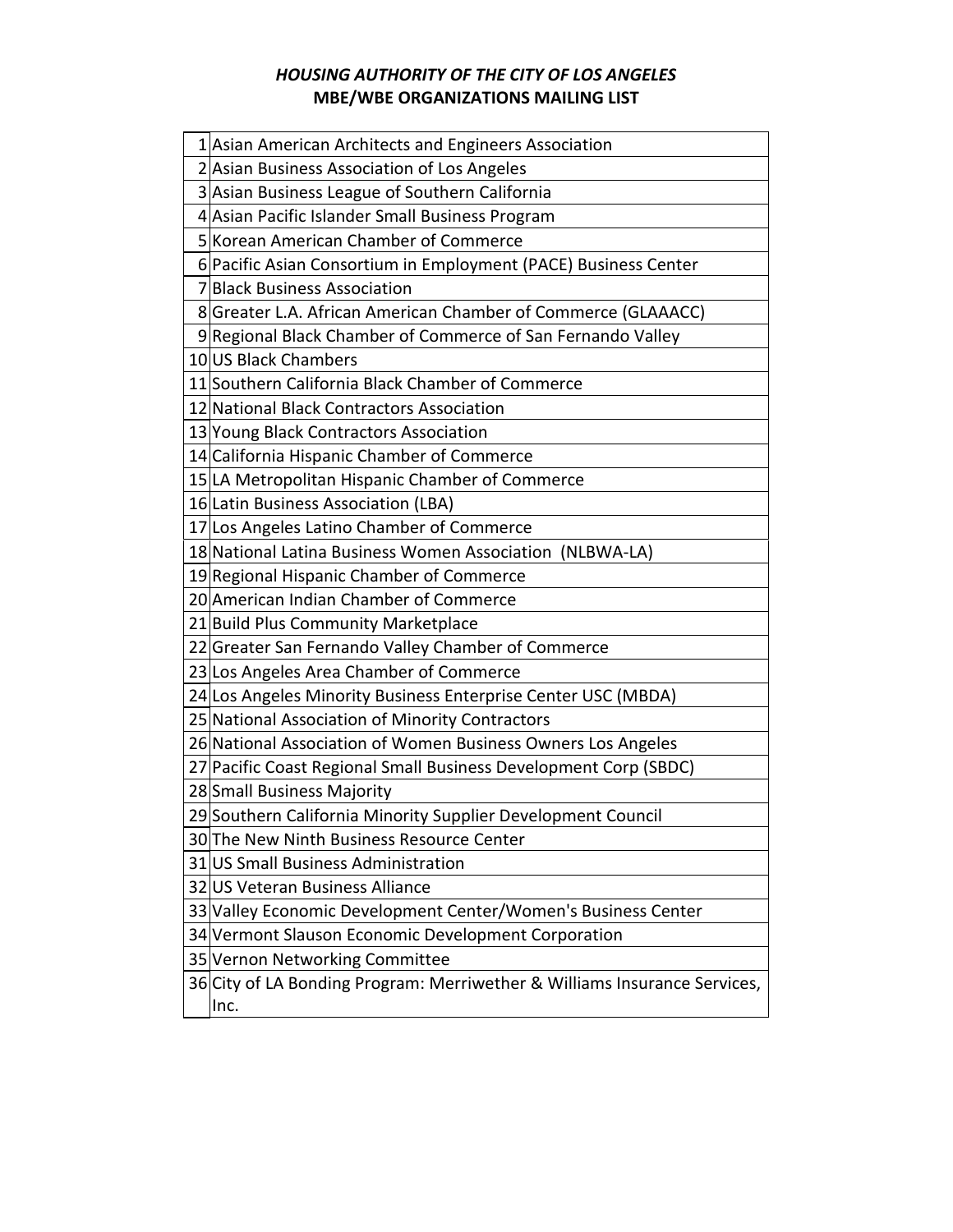# *HOUSING AUTHORITY OF THE CITY OF LOS ANGELES*
## MBE/WBE ORGANIZATIONS MAILING LIST

| | |
|---|---|
| 1 | Asian American Architects and Engineers Association |
| 2 | Asian Business Association of Los Angeles |
| 3 | Asian Business League of Southern California |
| 4 | Asian Pacific Islander Small Business Program |
| 5 | Korean American Chamber of Commerce |
| 6 | Pacific Asian Consortium in Employment (PACE) Business Center |
| 7 | Black Business Association |
| 8 | Greater L.A. African American Chamber of Commerce (GLAAACC) |
| 9 | Regional Black Chamber of Commerce of San Fernando Valley |
| 10 | US Black Chambers |
| 11 | Southern California Black Chamber of Commerce |
| 12 | National Black Contractors Association |
| 13 | Young Black Contractors Association |
| 14 | California Hispanic Chamber of Commerce |
| 15 | LA Metropolitan Hispanic Chamber of Commerce |
| 16 | Latin Business Association (LBA) |
| 17 | Los Angeles Latino Chamber of Commerce |
| 18 | National Latina Business Women Association (NLBWA-LA) |
| 19 | Regional Hispanic Chamber of Commerce |
| 20 | American Indian Chamber of Commerce |
| 21 | Build Plus Community Marketplace |
| 22 | Greater San Fernando Valley Chamber of Commerce |
| 23 | Los Angeles Area Chamber of Commerce |
| 24 | Los Angeles Minority Business Enterprise Center USC (MBDA) |
| 25 | National Association of Minority Contractors |
| 26 | National Association of Women Business Owners Los Angeles |
| 27 | Pacific Coast Regional Small Business Development Corp (SBDC) |
| 28 | Small Business Majority |
| 29 | Southern California Minority Supplier Development Council |
| 30 | The New Ninth Business Resource Center |
| 31 | US Small Business Administration |
| 32 | US Veteran Business Alliance |
| 33 | Valley Economic Development Center/Women's Business Center |
| 34 | Vermont Slauson Economic Development Corporation |
| 35 | Vernon Networking Committee |
| 36 | City of LA Bonding Program: Merriwether & Williams Insurance Services, Inc. |